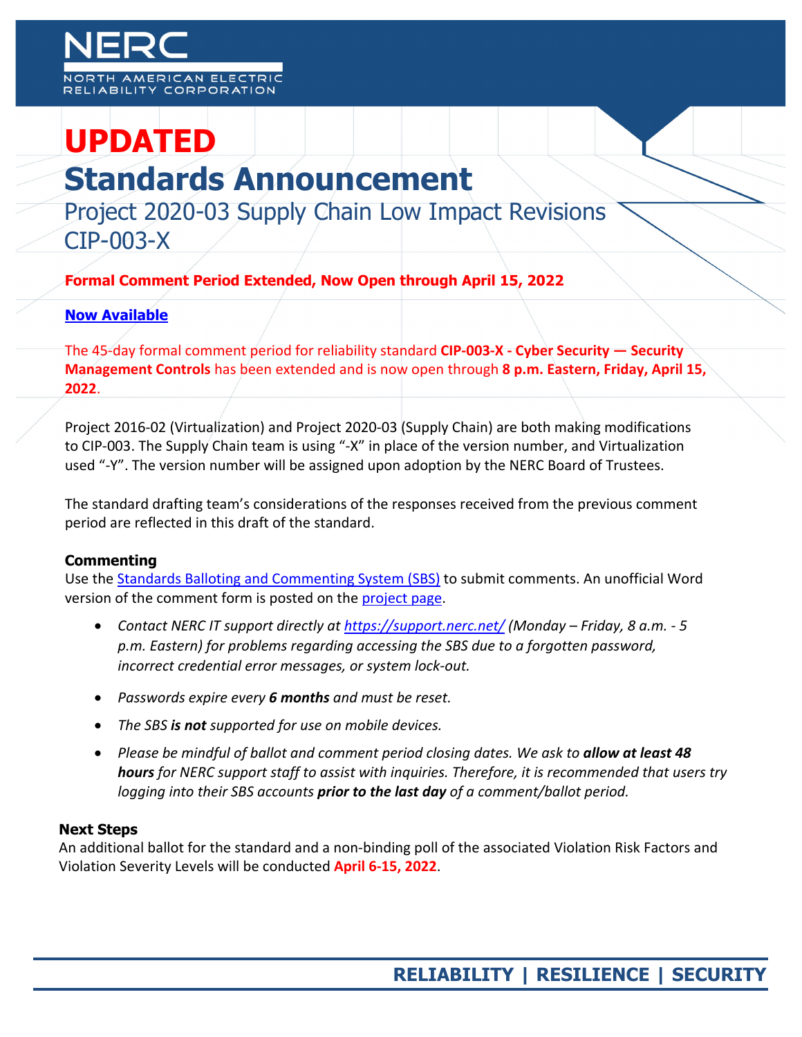NERC
NORTH AMERICAN ELECTRIC RELIABILITY CORPORATION

# UPDATED

# Standards Announcement

## Project 2020-03 Supply Chain Low Impact Revisions CIP-003-X

**Formal Comment Period Extended, Now Open through April 15, 2022**

**Now Available**

The 45-day formal comment period for reliability standard **CIP-003-X - Cyber Security — Security Management Controls** has been extended and is now open through **8 p.m. Eastern, Friday, April 15, 2022**.

Project 2016-02 (Virtualization) and Project 2020-03 (Supply Chain) are both making modifications to CIP-003. The Supply Chain team is using "-X" in place of the version number, and Virtualization used "-Y". The version number will be assigned upon adoption by the NERC Board of Trustees.

The standard drafting team's considerations of the responses received from the previous comment period are reflected in this draft of the standard.

### Commenting

Use the Standards Balloting and Commenting System (SBS) to submit comments. An unofficial Word version of the comment form is posted on the project page.

- *Contact NERC IT support directly at https://support.nerc.net/ (Monday – Friday, 8 a.m. - 5 p.m. Eastern) for problems regarding accessing the SBS due to a forgotten password, incorrect credential error messages, or system lock-out.*
- *Passwords expire every **6 months** and must be reset.*
- *The SBS **is not** supported for use on mobile devices.*
- *Please be mindful of ballot and comment period closing dates. We ask to **allow at least 48 hours** for NERC support staff to assist with inquiries. Therefore, it is recommended that users try logging into their SBS accounts **prior to the last day** of a comment/ballot period.*

### Next Steps

An additional ballot for the standard and a non-binding poll of the associated Violation Risk Factors and Violation Severity Levels will be conducted **April 6-15, 2022**.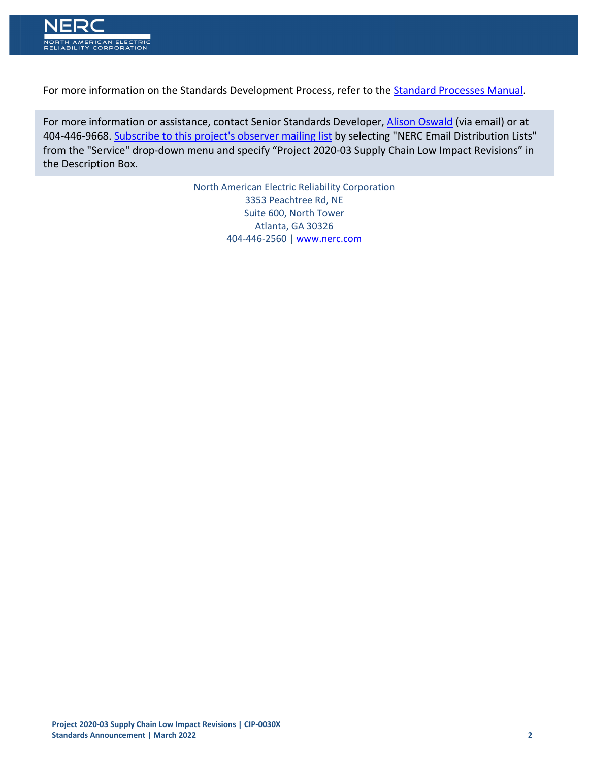For more information on the Standards Development Process, refer to the Standard Processes Manual.

For more information or assistance, contact Senior Standards Developer, Alison Oswald (via email) or at 404-446-9668. Subscribe to this project's observer mailing list by selecting "NERC Email Distribution Lists" from the "Service" drop-down menu and specify "Project 2020-03 Supply Chain Low Impact Revisions" in the Description Box.

North American Electric Reliability Corporation
3353 Peachtree Rd, NE
Suite 600, North Tower
Atlanta, GA 30326
404-446-2560 | www.nerc.com